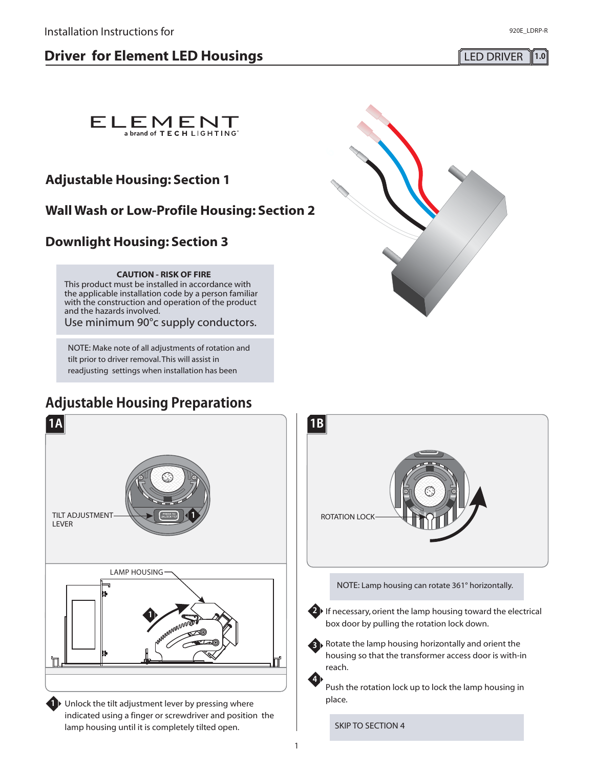Installation Instructions for

# Driver for Element LED Housings

LED DRIVER 1.0

ELEMENT
a brand of TECH LIGHTING

## Adjustable Housing: Section 1

## Wall Wash or Low-Profile Housing: Section 2

## Downlight Housing: Section 3

**CAUTION - RISK OF FIRE**
This product must be installed in accordance with the applicable installation code by a person familiar with the construction and operation of the product and the hazards involved.
Use minimum 90°c supply conductors.

NOTE: Make note of all adjustments of rotation and tilt prior to driver removal. This will assist in readjusting settings when installation has been

## Adjustable Housing Preparations

**1A**

TILT ADJUSTMENT LEVER

LAMP HOUSING

1. Unlock the tilt adjustment lever by pressing where indicated using a finger or screwdriver and position the lamp housing until it is completely tilted open.

**1B**

ROTATION LOCK

NOTE: Lamp housing can rotate 361° horizontally.

2. If necessary, orient the lamp housing toward the electrical box door by pulling the rotation lock down.
3. Rotate the lamp housing horizontally and orient the housing so that the transformer access door is with-in reach.
4. Push the rotation lock up to lock the lamp housing in place.

SKIP TO SECTION 4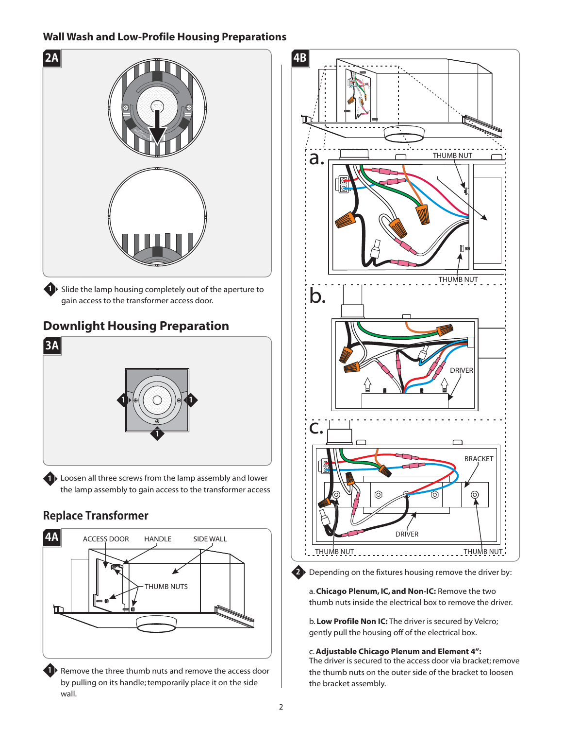## Wall Wash and Low-Profile Housing Preparations

2A

1 Slide the lamp housing completely out of the aperture to gain access to the transformer access door.

## Downlight Housing Preparation

3A

1 Loosen all three screws from the lamp assembly and lower the lamp assembly to gain access to the transformer access

## Replace Transformer

4A

ACCESS DOOR HANDLE SIDE WALL

THUMB NUTS

1 Remove the three thumb nuts and remove the access door by pulling on its handle; temporarily place it on the side wall.

4B

a. THUMB NUT

THUMB NUT

b. DRIVER

c. BRACKET

DRIVER

THUMB NUT THUMB NUT

2 Depending on the fixtures housing remove the driver by:

a. **Chicago Plenum, IC, and Non-IC:** Remove the two thumb nuts inside the electrical box to remove the driver.

b. **Low Profile Non IC:** The driver is secured by Velcro; gently pull the housing off of the electrical box.

c. **Adjustable Chicago Plenum and Element 4":** The driver is secured to the access door via bracket; remove the thumb nuts on the outer side of the bracket to loosen the bracket assembly.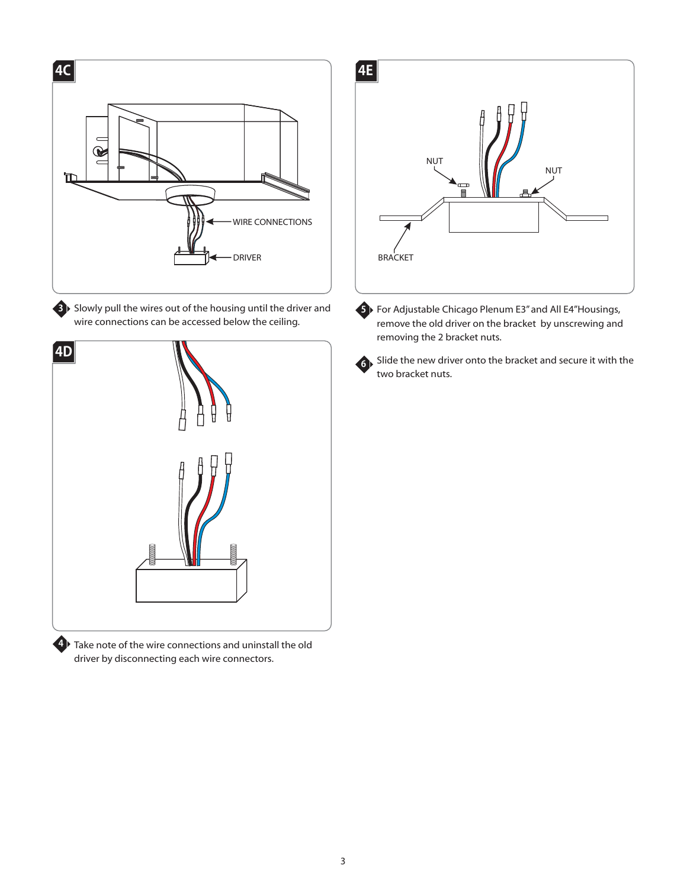**4C**

WIRE CONNECTIONS

DRIVER

**3** Slowly pull the wires out of the housing until the driver and wire connections can be accessed below the ceiling.

**4D**

**4** Take note of the wire connections and uninstall the old driver by disconnecting each wire connectors.

**4E**

NUT

NUT

BRACKET

**5** For Adjustable Chicago Plenum E3" and All E4"Housings, remove the old driver on the bracket by unscrewing and removing the 2 bracket nuts.

**6** Slide the new driver onto the bracket and secure it with the two bracket nuts.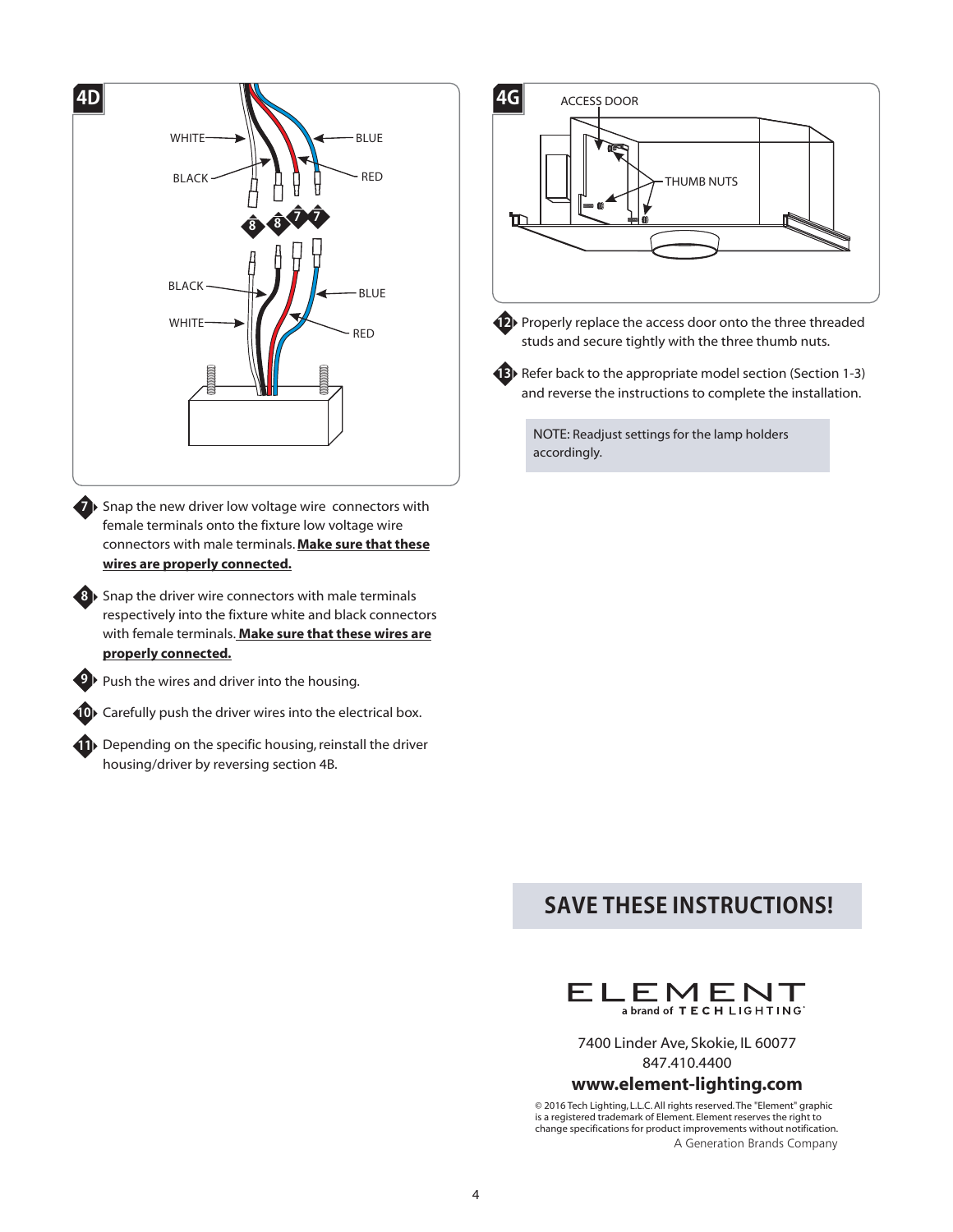4D

WHITE
BLUE
BLACK
RED
8 8 7 7
BLACK
BLUE
WHITE
RED

7. Snap the new driver low voltage wire connectors with female terminals onto the fixture low voltage wire connectors with male terminals. **Make sure that these wires are properly connected.**

8. Snap the driver wire connectors with male terminals respectively into the fixture white and black connectors with female terminals. **Make sure that these wires are properly connected.**

9. Push the wires and driver into the housing.

10. Carefully push the driver wires into the electrical box.

11. Depending on the specific housing, reinstall the driver housing/driver by reversing section 4B.

4G

ACCESS DOOR
THUMB NUTS

12. Properly replace the access door onto the three threaded studs and secure tightly with the three thumb nuts.

13. Refer back to the appropriate model section (Section 1-3) and reverse the instructions to complete the installation.

NOTE: Readjust settings for the lamp holders accordingly.

## SAVE THESE INSTRUCTIONS!

ELEMENT
a brand of TECH LIGHTING

7400 Linder Ave, Skokie, IL 60077
847.410.4400
**www.element-lighting.com**

© 2016 Tech Lighting, L.L.C. All rights reserved. The "Element" graphic is a registered trademark of Element. Element reserves the right to change specifications for product improvements without notification.
A Generation Brands Company